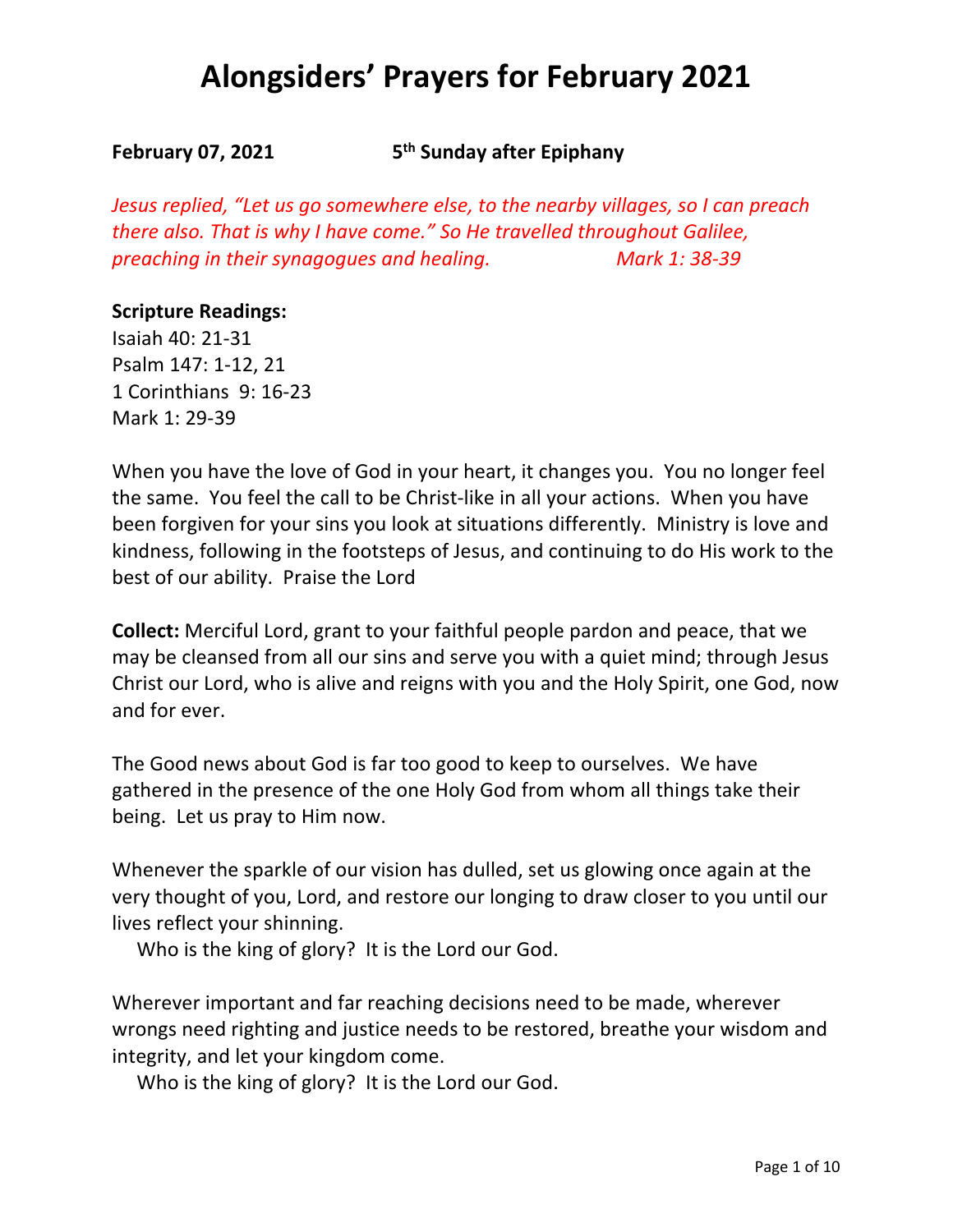# Alongsiders' Prayers for February 2021

**February 07, 2021** **5th Sunday after Epiphany**

*Jesus replied, "Let us go somewhere else, to the nearby villages, so I can preach there also. That is why I have come." So He travelled throughout Galilee, preaching in their synagogues and healing.* *Mark 1: 38-39*

**Scripture Readings:**
Isaiah 40: 21-31
Psalm 147: 1-12, 21
1 Corinthians 9: 16-23
Mark 1: 29-39

When you have the love of God in your heart, it changes you. You no longer feel the same. You feel the call to be Christ-like in all your actions. When you have been forgiven for your sins you look at situations differently. Ministry is love and kindness, following in the footsteps of Jesus, and continuing to do His work to the best of our ability. Praise the Lord

**Collect:** Merciful Lord, grant to your faithful people pardon and peace, that we may be cleansed from all our sins and serve you with a quiet mind; through Jesus Christ our Lord, who is alive and reigns with you and the Holy Spirit, one God, now and for ever.

The Good news about God is far too good to keep to ourselves. We have gathered in the presence of the one Holy God from whom all things take their being. Let us pray to Him now.

Whenever the sparkle of our vision has dulled, set us glowing once again at the very thought of you, Lord, and restore our longing to draw closer to you until our lives reflect your shinning.
Who is the king of glory? It is the Lord our God.

Wherever important and far reaching decisions need to be made, wherever wrongs need righting and justice needs to be restored, breathe your wisdom and integrity, and let your kingdom come.
Who is the king of glory? It is the Lord our God.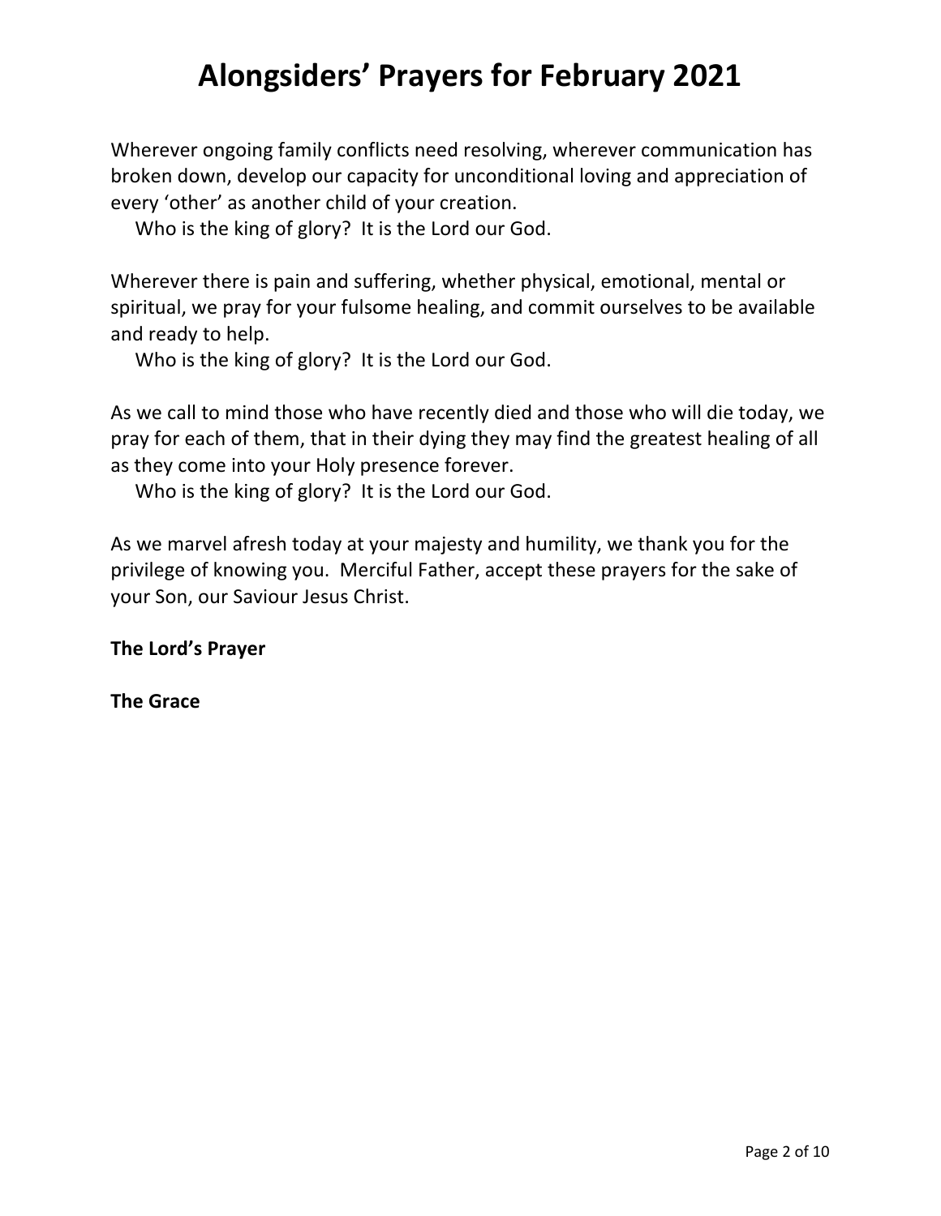# Alongsiders' Prayers for February 2021

Wherever ongoing family conflicts need resolving, wherever communication has broken down, develop our capacity for unconditional loving and appreciation of every 'other' as another child of your creation.

Who is the king of glory? It is the Lord our God.

Wherever there is pain and suffering, whether physical, emotional, mental or spiritual, we pray for your fulsome healing, and commit ourselves to be available and ready to help.

Who is the king of glory? It is the Lord our God.

As we call to mind those who have recently died and those who will die today, we pray for each of them, that in their dying they may find the greatest healing of all as they come into your Holy presence forever.

Who is the king of glory? It is the Lord our God.

As we marvel afresh today at your majesty and humility, we thank you for the privilege of knowing you. Merciful Father, accept these prayers for the sake of your Son, our Saviour Jesus Christ.

**The Lord's Prayer**

**The Grace**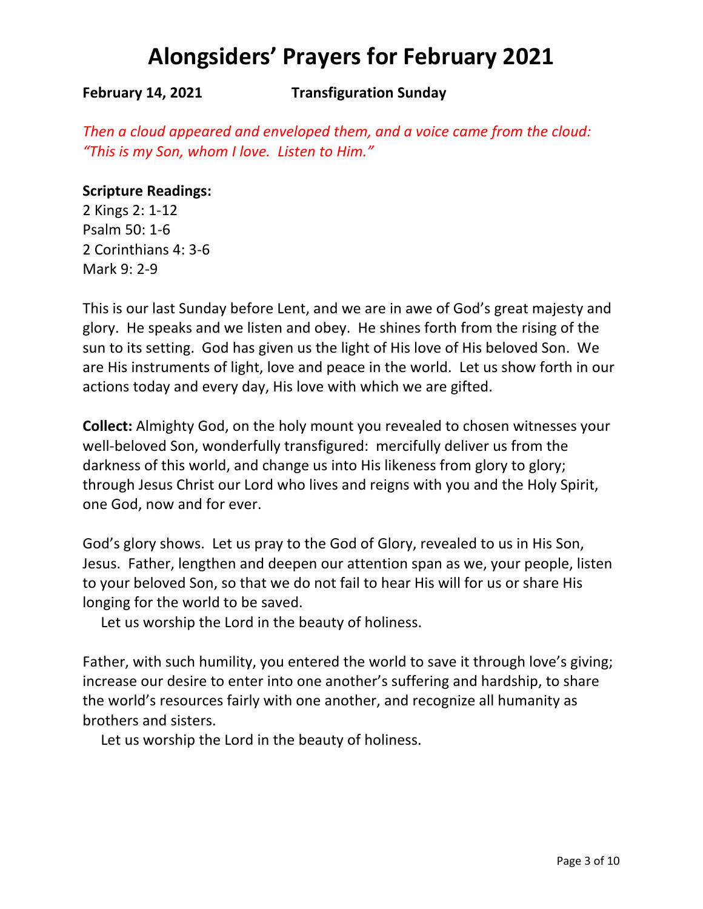# Alongsiders' Prayers for February 2021

**February 14, 2021** **Transfiguration Sunday**

*Then a cloud appeared and enveloped them, and a voice came from the cloud: "This is my Son, whom I love. Listen to Him."*

**Scripture Readings:**
2 Kings 2: 1-12
Psalm 50: 1-6
2 Corinthians 4: 3-6
Mark 9: 2-9

This is our last Sunday before Lent, and we are in awe of God's great majesty and glory. He speaks and we listen and obey. He shines forth from the rising of the sun to its setting. God has given us the light of His love of His beloved Son. We are His instruments of light, love and peace in the world. Let us show forth in our actions today and every day, His love with which we are gifted.

**Collect:** Almighty God, on the holy mount you revealed to chosen witnesses your well-beloved Son, wonderfully transfigured: mercifully deliver us from the darkness of this world, and change us into His likeness from glory to glory; through Jesus Christ our Lord who lives and reigns with you and the Holy Spirit, one God, now and for ever.

God's glory shows. Let us pray to the God of Glory, revealed to us in His Son, Jesus. Father, lengthen and deepen our attention span as we, your people, listen to your beloved Son, so that we do not fail to hear His will for us or share His longing for the world to be saved.

Let us worship the Lord in the beauty of holiness.

Father, with such humility, you entered the world to save it through love's giving; increase our desire to enter into one another's suffering and hardship, to share the world's resources fairly with one another, and recognize all humanity as brothers and sisters.

Let us worship the Lord in the beauty of holiness.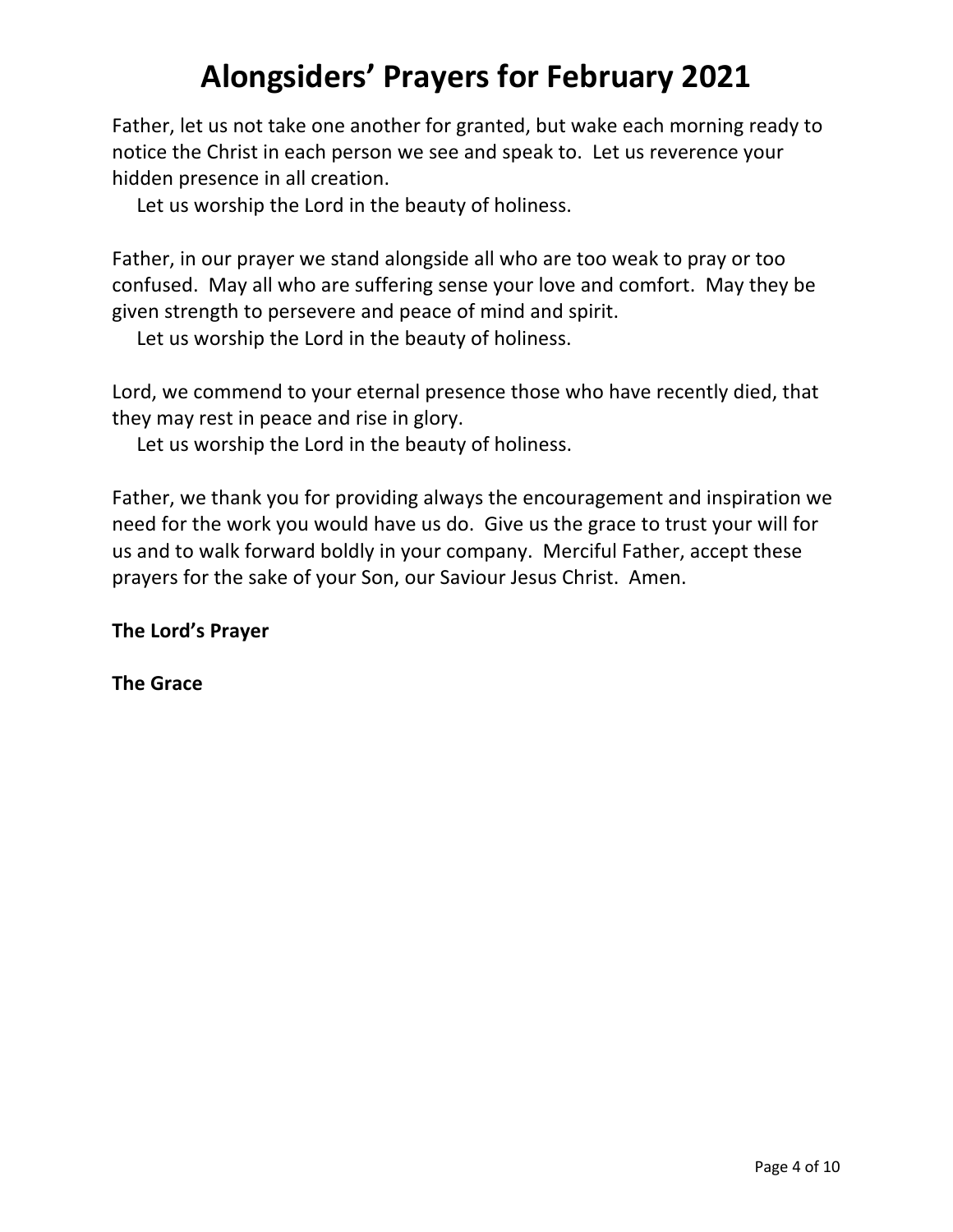# Alongsiders' Prayers for February 2021

Father, let us not take one another for granted, but wake each morning ready to notice the Christ in each person we see and speak to. Let us reverence your hidden presence in all creation.

Let us worship the Lord in the beauty of holiness.

Father, in our prayer we stand alongside all who are too weak to pray or too confused. May all who are suffering sense your love and comfort. May they be given strength to persevere and peace of mind and spirit.

Let us worship the Lord in the beauty of holiness.

Lord, we commend to your eternal presence those who have recently died, that they may rest in peace and rise in glory.

Let us worship the Lord in the beauty of holiness.

Father, we thank you for providing always the encouragement and inspiration we need for the work you would have us do. Give us the grace to trust your will for us and to walk forward boldly in your company. Merciful Father, accept these prayers for the sake of your Son, our Saviour Jesus Christ. Amen.

**The Lord's Prayer**

**The Grace**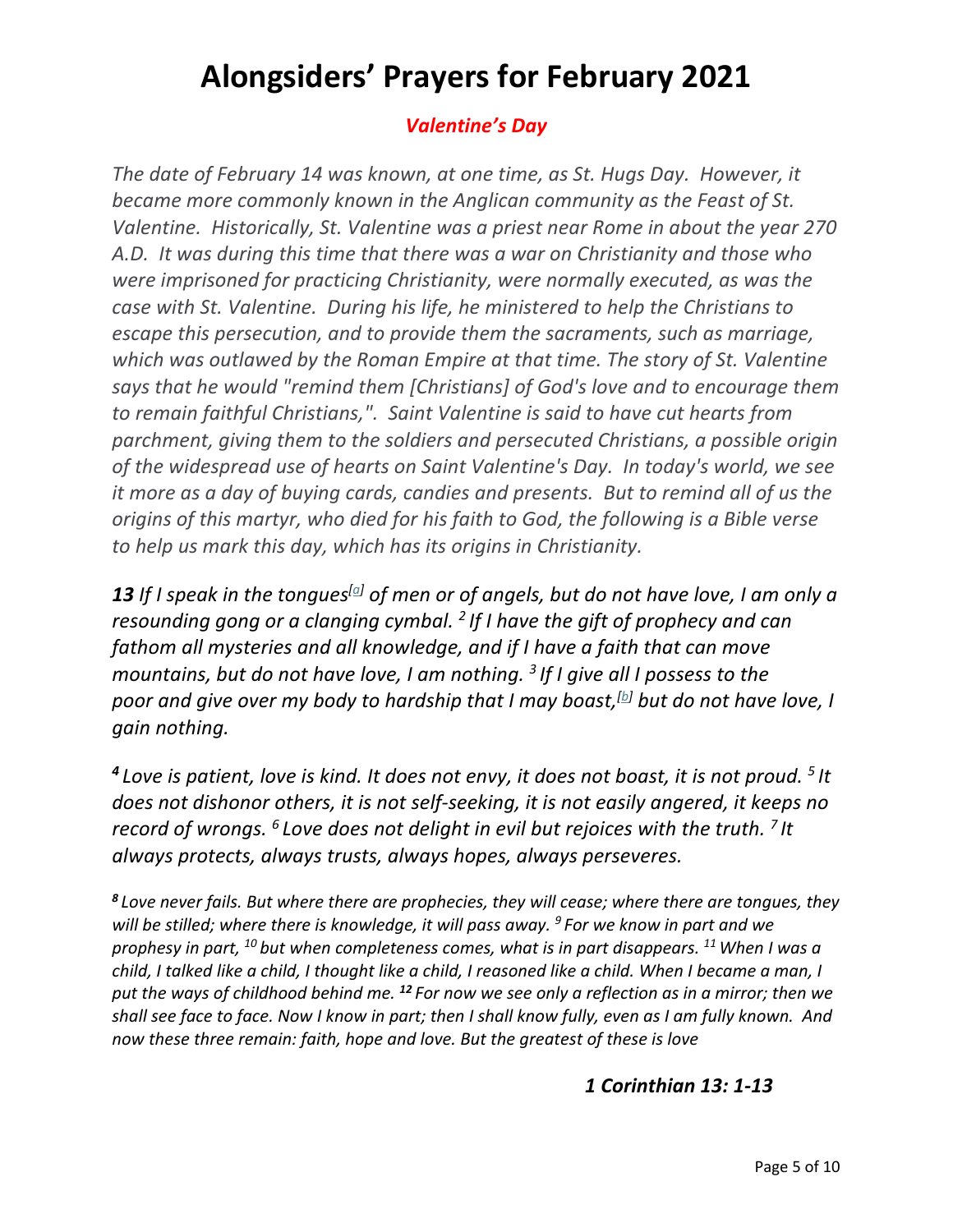# Alongsiders' Prayers for February 2021

### *Valentine's Day*

*The date of February 14 was known, at one time, as St. Hugs Day. However, it became more commonly known in the Anglican community as the Feast of St. Valentine. Historically, St. Valentine was a priest near Rome in about the year 270 A.D. It was during this time that there was a war on Christianity and those who were imprisoned for practicing Christianity, were normally executed, as was the case with St. Valentine. During his life, he ministered to help the Christians to escape this persecution, and to provide them the sacraments, such as marriage, which was outlawed by the Roman Empire at that time. The story of St. Valentine says that he would "remind them [Christians] of God's love and to encourage them to remain faithful Christians,". Saint Valentine is said to have cut hearts from parchment, giving them to the soldiers and persecuted Christians, a possible origin of the widespread use of hearts on Saint Valentine's Day. In today's world, we see it more as a day of buying cards, candies and presents. But to remind all of us the origins of this martyr, who died for his faith to God, the following is a Bible verse to help us mark this day, which has its origins in Christianity.*

***13** If I speak in the tongues[a] of men or of angels, but do not have love, I am only a resounding gong or a clanging cymbal. 2 If I have the gift of prophecy and can fathom all mysteries and all knowledge, and if I have a faith that can move mountains, but do not have love, I am nothing. 3 If I give all I possess to the poor and give over my body to hardship that I may boast,[b] but do not have love, I gain nothing.*

***4** Love is patient, love is kind. It does not envy, it does not boast, it is not proud. 5 It does not dishonor others, it is not self-seeking, it is not easily angered, it keeps no record of wrongs. 6 Love does not delight in evil but rejoices with the truth. 7 It always protects, always trusts, always hopes, always perseveres.*

***8** Love never fails. But where there are prophecies, they will cease; where there are tongues, they will be stilled; where there is knowledge, it will pass away. 9 For we know in part and we prophesy in part, 10 but when completeness comes, what is in part disappears. 11 When I was a child, I talked like a child, I thought like a child, I reasoned like a child. When I became a man, I put the ways of childhood behind me. **12** For now we see only a reflection as in a mirror; then we shall see face to face. Now I know in part; then I shall know fully, even as I am fully known. And now these three remain: faith, hope and love. But the greatest of these is love*

***1 Corinthian 13: 1-13***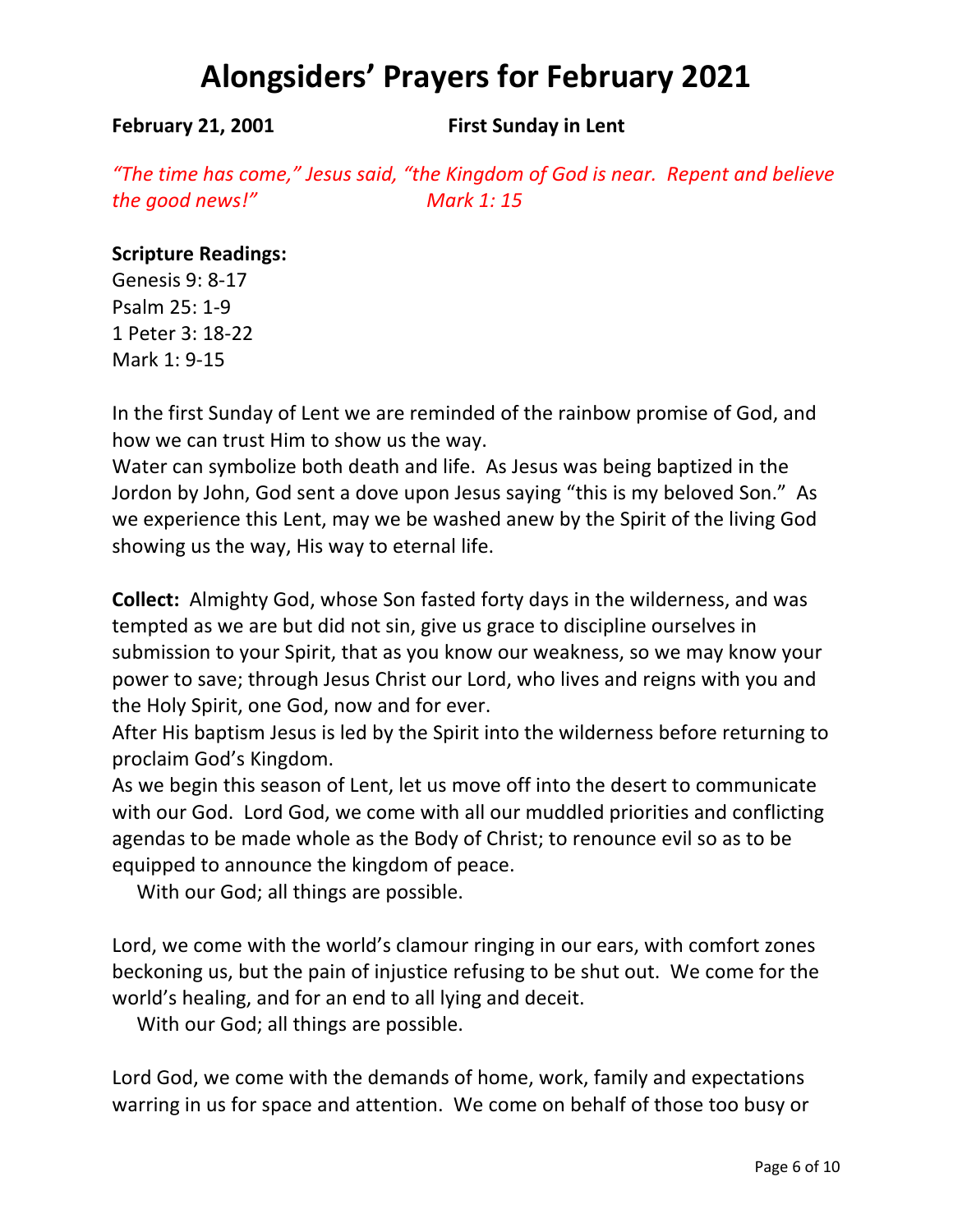# Alongsiders' Prayers for February 2021

**February 21, 2001 First Sunday in Lent**

*"The time has come," Jesus said, "the Kingdom of God is near. Repent and believe the good news!" Mark 1: 15*

**Scripture Readings:**
Genesis 9: 8-17
Psalm 25: 1-9
1 Peter 3: 18-22
Mark 1: 9-15

In the first Sunday of Lent we are reminded of the rainbow promise of God, and how we can trust Him to show us the way.
Water can symbolize both death and life. As Jesus was being baptized in the Jordon by John, God sent a dove upon Jesus saying "this is my beloved Son." As we experience this Lent, may we be washed anew by the Spirit of the living God showing us the way, His way to eternal life.

**Collect:** Almighty God, whose Son fasted forty days in the wilderness, and was tempted as we are but did not sin, give us grace to discipline ourselves in submission to your Spirit, that as you know our weakness, so we may know your power to save; through Jesus Christ our Lord, who lives and reigns with you and the Holy Spirit, one God, now and for ever.
After His baptism Jesus is led by the Spirit into the wilderness before returning to proclaim God's Kingdom.
As we begin this season of Lent, let us move off into the desert to communicate with our God. Lord God, we come with all our muddled priorities and conflicting agendas to be made whole as the Body of Christ; to renounce evil so as to be equipped to announce the kingdom of peace.
With our God; all things are possible.

Lord, we come with the world's clamour ringing in our ears, with comfort zones beckoning us, but the pain of injustice refusing to be shut out. We come for the world's healing, and for an end to all lying and deceit.
With our God; all things are possible.

Lord God, we come with the demands of home, work, family and expectations warring in us for space and attention. We come on behalf of those too busy or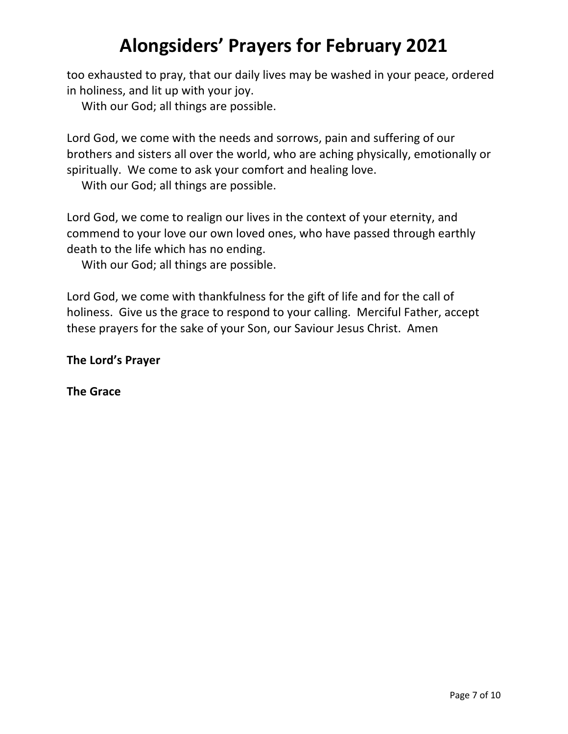too exhausted to pray, that our daily lives may be washed in your peace, ordered in holiness, and lit up with your joy.

With our God; all things are possible.

Lord God, we come with the needs and sorrows, pain and suffering of our brothers and sisters all over the world, who are aching physically, emotionally or spiritually. We come to ask your comfort and healing love.

With our God; all things are possible.

Lord God, we come to realign our lives in the context of your eternity, and commend to your love our own loved ones, who have passed through earthly death to the life which has no ending.

With our God; all things are possible.

Lord God, we come with thankfulness for the gift of life and for the call of holiness. Give us the grace to respond to your calling. Merciful Father, accept these prayers for the sake of your Son, our Saviour Jesus Christ. Amen

**The Lord's Prayer**

**The Grace**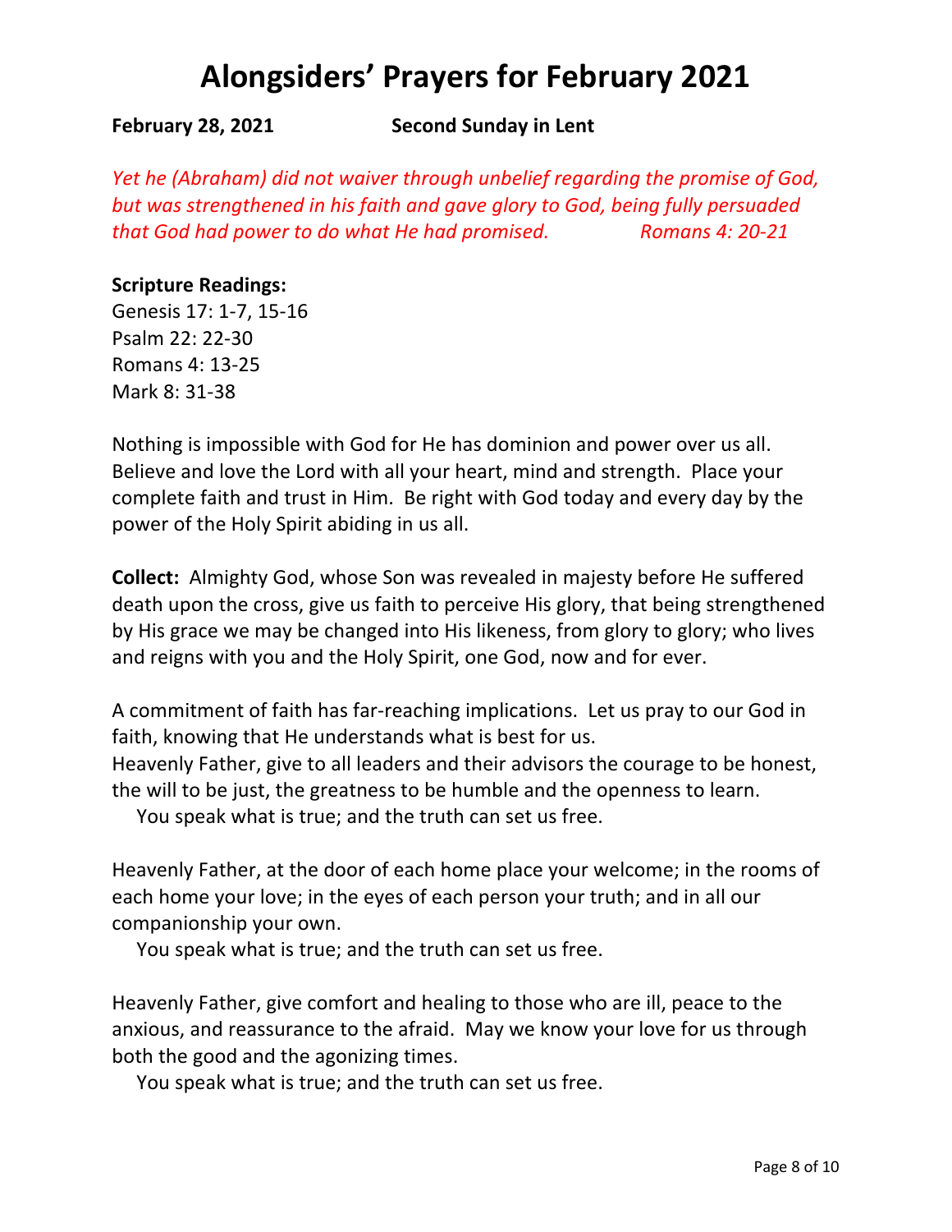# Alongsiders' Prayers for February 2021

**February 28, 2021** **Second Sunday in Lent**

*Yet he (Abraham) did not waiver through unbelief regarding the promise of God, but was strengthened in his faith and gave glory to God, being fully persuaded that God had power to do what He had promised.* *Romans 4: 20-21*

**Scripture Readings:**
Genesis 17: 1-7, 15-16
Psalm 22: 22-30
Romans 4: 13-25
Mark 8: 31-38

Nothing is impossible with God for He has dominion and power over us all. Believe and love the Lord with all your heart, mind and strength. Place your complete faith and trust in Him. Be right with God today and every day by the power of the Holy Spirit abiding in us all.

**Collect:** Almighty God, whose Son was revealed in majesty before He suffered death upon the cross, give us faith to perceive His glory, that being strengthened by His grace we may be changed into His likeness, from glory to glory; who lives and reigns with you and the Holy Spirit, one God, now and for ever.

A commitment of faith has far-reaching implications. Let us pray to our God in faith, knowing that He understands what is best for us.
Heavenly Father, give to all leaders and their advisors the courage to be honest, the will to be just, the greatness to be humble and the openness to learn.
You speak what is true; and the truth can set us free.

Heavenly Father, at the door of each home place your welcome; in the rooms of each home your love; in the eyes of each person your truth; and in all our companionship your own.
You speak what is true; and the truth can set us free.

Heavenly Father, give comfort and healing to those who are ill, peace to the anxious, and reassurance to the afraid. May we know your love for us through both the good and the agonizing times.
You speak what is true; and the truth can set us free.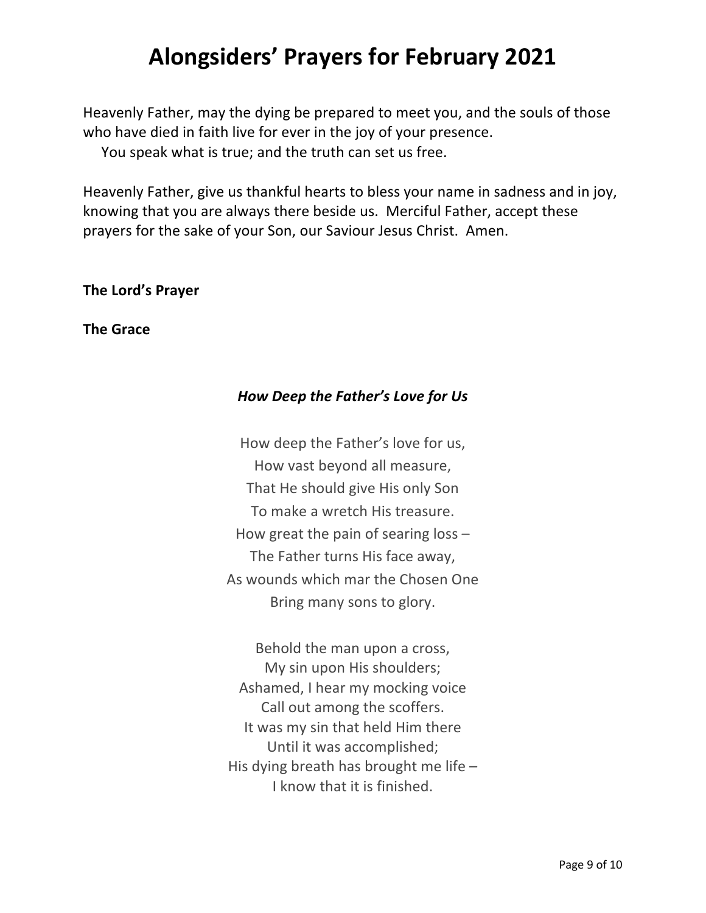# Alongsiders' Prayers for February 2021

Heavenly Father, may the dying be prepared to meet you, and the souls of those who have died in faith live for ever in the joy of your presence.

You speak what is true; and the truth can set us free.

Heavenly Father, give us thankful hearts to bless your name in sadness and in joy, knowing that you are always there beside us. Merciful Father, accept these prayers for the sake of your Son, our Saviour Jesus Christ. Amen.

**The Lord's Prayer**

**The Grace**

***How Deep the Father's Love for Us***

How deep the Father's love for us,
How vast beyond all measure,
That He should give His only Son
To make a wretch His treasure.
How great the pain of searing loss –
The Father turns His face away,
As wounds which mar the Chosen One
Bring many sons to glory.

Behold the man upon a cross,
My sin upon His shoulders;
Ashamed, I hear my mocking voice
Call out among the scoffers.
It was my sin that held Him there
Until it was accomplished;
His dying breath has brought me life –
I know that it is finished.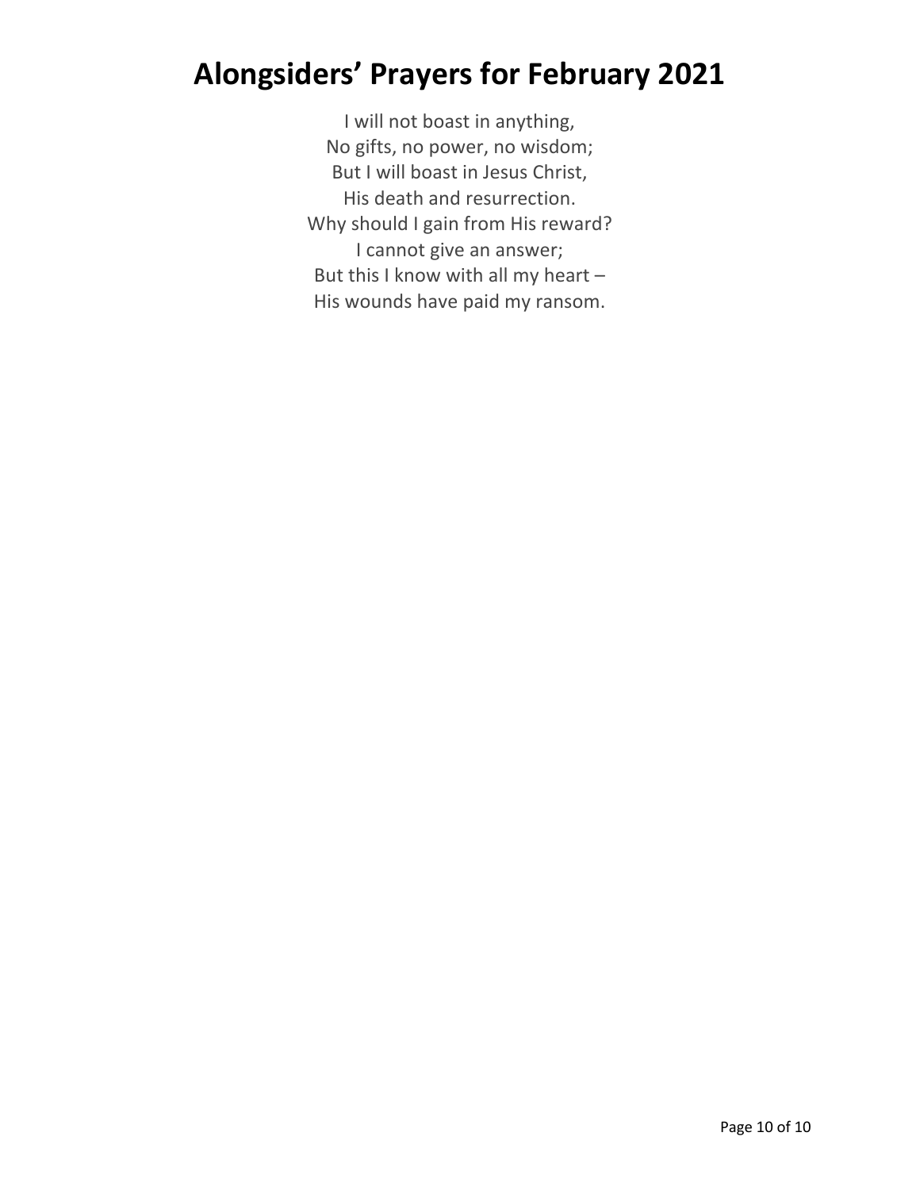# Alongsiders' Prayers for February 2021

I will not boast in anything,
No gifts, no power, no wisdom;
But I will boast in Jesus Christ,
His death and resurrection.
Why should I gain from His reward?
I cannot give an answer;
But this I know with all my heart –
His wounds have paid my ransom.